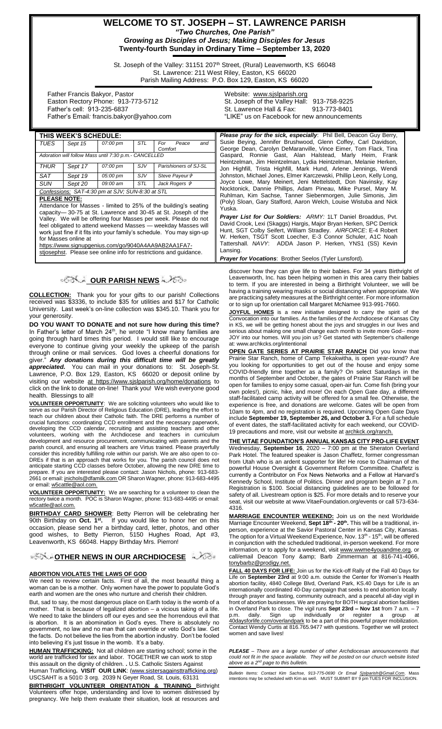# WELCOME TO ST. JOSEPH – ST. LAWRENCE PARISH

***"Two Churches, One Parish"***

***Growing as Disciples of Jesus; Making Disciples for Jesus***

**Twenty-fourth Sunday in Ordinary Time – September 13, 2020**

St. Joseph of the Valley: 31151 207th Street, (Rural) Leavenworth, KS 66048
St. Lawrence: 211 West Riley, Easton, KS 66020
Parish Mailing Address: P.O. Box 129, Easton, KS 66020

Father Francis Bakyor, Pastor
Easton Rectory Phone: 913-773-5712
Father's cell: 913-235-6837
Father's Email: francis.bakyor@yahoo.com

Website: www.sjslparish.org
St. Joseph of the Valley Hall: 913-758-9225
St. Lawrence Hall & Fax: 913-773-8401
"LIKE" us on Facebook for new announcements

**THIS WEEK'S SCHEDULE:**

| | | | | |
|---|---|---|---|---|
| *TUES* | *Sept 15* | *07:00 pm* | *STL* | *For Peace and Comfort* |
| *Adoration will follow Mass until 7:30 p.m.- CANCELLED* | | | | |
| *THUR* | *Sept 17* | *07:00 pm* | *SJV* | *Parishioners of SJ-SL* |
| *SAT* | *Sept 19* | *05:00 pm* | *SJV* | *Steve Payeur ✞* |
| *SUN* | *Sept 20* | *09:00 am* | *STL* | *Jack Rogers ✞* |
| *Confessions: SAT-4:30 pm at SJV; SUN-8:30 at STL* | | | | |

**PLEASE NOTE:**
Attendance for Masses - limited to 25% of the building's seating capacity— 30-75 at St. Lawrence and 30-45 at St. Joseph of the Valley. We will be offering four Masses per week. Please do not feel obligated to attend weekend Masses — weekday Masses will work just fine if it fits into your family's schedule. You may sign-up for Masses online at https://www.signupgenius.com/go/9040A4AA9AB2AA1FA7-stjosephst. Please see online info for restrictions and guidance.

***Please pray for the sick, especially***: Phil Bell, Deacon Guy Berry, Susie Beying, Jennifer Brushwood, Glenn Coffey, Carl Davidson, George Dean, Carolyn DeMaranville, Vince Eimer, Tom Flack, Tina Gaspard, Ronnie Gast, Alan Halstead, Marly Heim, Frank Heintzelman, Jim Heintzelman, Lydia Heintzelman, Melanie Herken, Jon Highfill, Trista Highfill, Mark Hund, Arlene Jennings, Wendi Johnston, Michael Jones, Elmer Karczewski, Phillip Leon, Kelly Long, Joyce Lowe, Mary Meinert, Jeni Mettelstedt, Don Navinsky, Kay Nocktonick, Dannie Phillips, Adam Pineau, Mike Pursel, Mary M. Ruhlman, Sue Siebenmorgen, Tanner Siebenmorgen, Julie Simonis, Jim (Poly) Sloan, Gary Stafford, Aaron Welch, Louise Wistuba and Nick Yuska.

***Prayer List for Our Soldiers:*** *ARMY:* 1LT Daniel Broaddus, Pvt. David Crook, Lexi (Skaggs) Hargis, Major Bryan Herken, SPC Derrick Hunt, SGT Colby Seifert, William Stradley. *AIRFORCE*: E-4 Robert W. Herken, TSGT Scott Loecher, E-3 Connor Schuler, A1C Noah Tattershall. *NAVY*: ADDA Jason P. Herken, YNS1 (SS) Kevin Lansing.

***Prayer for Vocations***: Brother Seelos (Tyler Lunsford).

## OUR PARISH NEWS

**COLLECTION:** Thank you for your gifts to our parish! Collections received was $3336, to include $35 for utilities and $17 for Catholic University. Last week's on-line collection was $345.10. Thank you for your generosity.

**DO YOU WANT TO DONATE and not sure how during this time?** In Father's letter of March 24th, he wrote "I know many families are going through hard times this period. I would still like to encourage everyone to continue giving your weekly the upkeep of the parish through online or mail services. God loves a cheerful donations for giver." ***Any donations during this difficult time will be greatly appreciated.*** You can mail in your donations to: St. Joseph-St. Lawrence, P.O. Box 129, Easton, KS 66020 or deposit online by visiting our website at https://www.sjslparish.org/home/donations to click on the link to donate on-line! Thank you! We wish everyone good health. Blessings to all!

**VOLUNTEER OPPORTUNITY**: We are soliciting volunteers who would like to serve as our Parish Director of Religious Education (DRE), leading the effort to teach our children about their Catholic faith. The DRE performs a number of crucial functions: coordinating CCD enrollment and the necessary paperwork, developing the CCD calendar, recruiting and assisting teachers and other volunteers, working with the Archdiocese and teachers in curriculum development and resource procurement, communicating with parents and the parish council, and ensuring all teachers are Virtus trained. Please prayerfully consider this incredibly fulfilling role within our parish. We are also open to co-DREs if that is an approach that works for you. The parish council does not anticipate starting CCD classes before October, allowing the new DRE time to prepare. If you are interested please contact: Jason Nichols, phone: 913-683-2661 or email: jnichols@dfamilk.com OR Sharon Wagner, phone: 913-683-4495 or email: w5cattle@aol.com.

**VOLUNTEER OPPORTUNITY:** We are searching for a volunteer to clean the rectory twice a month. POC is Sharon Wagner, phone: 913-683-4495 or email: w5cattle@aol.com.

**BIRTHDAY CARD SHOWER**: Betty Pierron will be celebrating her 90th Birthday on **Oct. 1st**. If you would like to honor her on this occasion, please send her a birthday card, letter, photos, and other good wishes, to Betty Pierron, 5150 Hughes Road, Apt #3, Leavenworth, KS 66048. Happy Birthday Mrs. Pierron!

## OTHER NEWS IN OUR ARCHDIOCESE

**ABORTION VIOLATES THE LAWS OF GOD**

We need to review certain facts. First of all, the most beautiful thing a woman can be is a mother. Only women have the power to populate God's earth and women are the ones who nurture and cherish their children.

But, sad to say, the most dangerous place on Earth today is the womb of a mother. That is because of legalized abortion – a vicious taking of a life. We need to take the blinders off our eyes and see the horrendous evil that is abortion. It is an abomination in God's eyes. There is absolutely no government, no law and no man that can override or veto God's law. Get the facts. Do not believe the lies from the abortion industry. Don't be fooled into believing it's just tissue in the womb. It's a baby.

**HUMAN TRAFFICKING:** Not all children are starting school; some in the world are trafficked for sex and labor. TOGETHER we can work to stop this assault on the dignity of children. . U.S. Catholic Sisters Against Human Trafficking**. VISIT OUR LINK**: (www.sistersagainsttrafficking.org) USCSAHT is a 501© 3 org. 2039 N Geyer Road, St. Louis, 63131

**BIRTHRIGHT VOLUNTEER ORIENTATION & TRAINING** Birthright Volunteers offer hope, understanding and love to women distressed by pregnancy. We help them evaluate their situation, look at resources and discover how they can give life to their babies. For 34 years Birthright of Leavenworth, Inc. has been helping women in this area carry their babies to term. If you are interested in being a Birthright Volunteer, we will be having a training wearing masks or social distancing when appropriate. We are practicing safety measures at the Birthright center. For more information or to sign up for orientation call Margaret McNamee 913-991-7660.

**JOYFUL HOMES** is a new initiative designed to carry the spirit of the Convocation into our families. As the families of the Archdiocese of Kansas City in KS, we will be getting honest about the joys and struggles in our lives and serious about making one small change each month to invite more God-- more JOY into our homes. Will you join us? Get started with September's challenge at: www.archkcks.org/intentional

**OPEN GATE SERIES AT PRAIRIE STAR RANCH** Did you know that Prairie Star Ranch, home of Camp Tekakwitha, is open year-round? Are you looking for opportunities to get out of the house and enjoy some COVID-friendly time together as a family? On select Saturdays in the months of September and October, the gates of Prairie Star Ranch will be open for families to enjoy some casual, open-air fun. Come fish (bring your own poles!), picnic, hike, and more! On each Open Gate day, a different staff-facilitated camp activity will be offered for a small fee. Otherwise, the experience is free, and donations are welcome. Gates will be open from 10am to 4pm, and no registration is required. Upcoming Open Gate Days include **September 19, September 26, and October 3.** For a full schedule of event dates, the staff-facilitated activity for each weekend, our COVID-19 precautions and more, visit our website at archkck.org/ranch.

**THE VITAE FOUNDATION'S ANNUAL KANSAS CITY PRO-LIFE EVENT** Wednesday, **September 16**, 2020 – 7:00 pm at the Sheraton Overland Park Hotel. The featured speaker is Jason Chaffetz, former congressman from Utah who is an ardent supporter for life! He rose to Chairman of the powerful House Oversight & Government Reform Committee. Chaffetz is currently a Contributor on Fox News Networks and a Fellow at Harvard's Kennedy School, Institute of Politics. Dinner and program begin at 7 p.m. Registration is $100. Social distancing guidelines are to be followed for safety of all. Livestream option is $25. For more details and to reserve your seat, visit our website at www.VitaeFoundation.org/events or call 573-634-4316.

**MARRIAGE ENCOUNTER WEEKEND:** Join us on the next Worldwide Marriage Encounter Weekend, **Sept 18th - 20th.** This will be a traditional, in-person, experience at the Savior Pastoral Center in Kansas City, Kansas. The option for a Virtual Weekend Experience, Nov. 13th - 15th, will be offered in conjunction with the scheduled traditional, in-person weekend. For more information, or to apply for a weekend, visit www.wwme4youandme.org, or call/email Deacon Tony &amp; Barb Zimmerman at 816-741-4066, tonybarbz@prodigy.net.

**FALL 40 DAYS FOR LIFE:** Join us for the Kick-off Rally of the Fall 40 Days for Life on **September 23rd** at 9:00 a.m. outside the Center for Women's Health abortion facility, 4840 College Blvd, Overland Park, KS.40 Days for Life is an internationally coordinated 40-Day campaign that seeks to end abortion locally through prayer and fasting, community outreach, and a peaceful all-day vigil in front of abortion businesses. We are praying for BOTH surgical abortion facilities in Overland Park to close. The vigil runs **Sept 23rd – Nov 1st** from 7 a.m. – 7 p.m. daily. Sign up individually or register a group at 40daysforlife.com/overlandpark to be a part of this powerful prayer mobilization. Contact Wendy Curtis at 816.765.9477 with questions. Together we will protect women and save lives!

***PLEASE** – There are a large number of other Archdiocesan announcements that could not fit in the space available. They will be posted on our church website listed above as a 2nd page to this bulletin.*

*Bulletin Items: Contact Kim Sachse, 913-775-0690 Or Email Sjslparish@Gmail.Com. Mass intentions may be scheduled with Kim as well. MUST SUBMIT BY 9 pm TUES FOR INCLUSION.*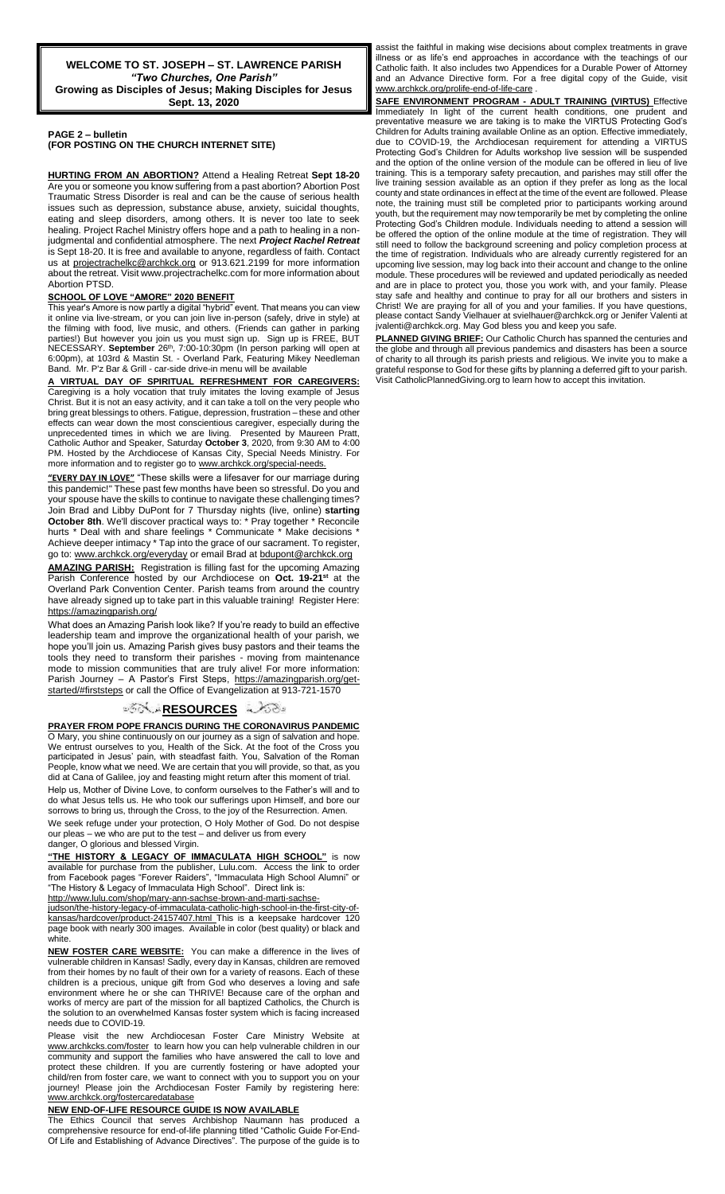**WELCOME TO ST. JOSEPH – ST. LAWRENCE PARISH**
***"Two Churches, One Parish"***
**Growing as Disciples of Jesus; Making Disciples for Jesus**
**Sept. 13, 2020**

**PAGE 2 – bulletin**
**(FOR POSTING ON THE CHURCH INTERNET SITE)**

**HURTING FROM AN ABORTION?** Attend a Healing Retreat **Sept 18-20** Are you or someone you know suffering from a past abortion? Abortion Post Traumatic Stress Disorder is real and can be the cause of serious health issues such as depression, substance abuse, anxiety, suicidal thoughts, eating and sleep disorders, among others. It is never too late to seek healing. Project Rachel Ministry offers hope and a path to healing in a non-judgmental and confidential atmosphere. The next ***Project Rachel Retreat*** is Sept 18-20. It is free and available to anyone, regardless of faith. Contact us at projectrachelkc@archkck.org or 913.621.2199 for more information about the retreat. Visit www.projectrachelkc.com for more information about Abortion PTSD.

**SCHOOL OF LOVE "AMORE" 2020 BENEFIT**

This year's Amore is now partly a digital "hybrid" event. That means you can view it online via live-stream, or you can join live in-person (safely, drive in style) at the filming with food, live music, and others. (Friends can gather in parking parties!) But however you join us you must sign up. Sign up is FREE, BUT NECESSARY. **September** 26th, 7:00-10:30pm (In person parking will open at 6:00pm), at 103rd & Mastin St. - Overland Park, Featuring Mikey Needleman Band. Mr. P'z Bar & Grill - car-side drive-in menu will be available

**A VIRTUAL DAY OF SPIRITUAL REFRESHMENT FOR CAREGIVERS:** Caregiving is a holy vocation that truly imitates the loving example of Jesus Christ. But it is not an easy activity, and it can take a toll on the very people who bring great blessings to others. Fatigue, depression, frustration – these and other effects can wear down the most conscientious caregiver, especially during the unprecedented times in which we are living. Presented by Maureen Pratt, Catholic Author and Speaker, Saturday **October 3**, 2020, from 9:30 AM to 4:00 PM. Hosted by the Archdiocese of Kansas City, Special Needs Ministry. For more information and to register go to www.archkck.org/special-needs.

**"EVERY DAY IN LOVE"** "These skills were a lifesaver for our marriage during this pandemic!" These past few months have been so stressful. Do you and your spouse have the skills to continue to navigate these challenging times? Join Brad and Libby DuPont for 7 Thursday nights (live, online) **starting October 8th**. We'll discover practical ways to: * Pray together * Reconcile hurts * Deal with and share feelings * Communicate * Make decisions * Achieve deeper intimacy * Tap into the grace of our sacrament. To register, go to: www.archkck.org/everyday or email Brad at bdupont@archkck.org

**AMAZING PARISH:** Registration is filling fast for the upcoming Amazing Parish Conference hosted by our Archdiocese on **Oct. 19-21st** at the Overland Park Convention Center. Parish teams from around the country have already signed up to take part in this valuable training! Register Here: https://amazingparish.org/

What does an Amazing Parish look like? If you're ready to build an effective leadership team and improve the organizational health of your parish, we hope you'll join us. Amazing Parish gives busy pastors and their teams the tools they need to transform their parishes - moving from maintenance mode to mission communities that are truly alive! For more information: Parish Journey – A Pastor's First Steps, https://amazingparish.org/get-started/#firststeps or call the Office of Evangelization at 913-721-1570

## RESOURCES

**PRAYER FROM POPE FRANCIS DURING THE CORONAVIRUS PANDEMIC**

O Mary, you shine continuously on our journey as a sign of salvation and hope. We entrust ourselves to you, Health of the Sick. At the foot of the Cross you participated in Jesus' pain, with steadfast faith. You, Salvation of the Roman People, know what we need. We are certain that you will provide, so that, as you did at Cana of Galilee, joy and feasting might return after this moment of trial.

Help us, Mother of Divine Love, to conform ourselves to the Father's will and to do what Jesus tells us. He who took our sufferings upon Himself, and bore our sorrows to bring us, through the Cross, to the joy of the Resurrection. Amen.

We seek refuge under your protection, O Holy Mother of God. Do not despise our pleas – we who are put to the test – and deliver us from every danger, O glorious and blessed Virgin.

**"THE HISTORY & LEGACY OF IMMACULATA HIGH SCHOOL"** is now available for purchase from the publisher, Lulu.com. Access the link to order from Facebook pages "Forever Raiders", "Immaculata High School Alumni" or "The History & Legacy of Immaculata High School". Direct link is: http://www.lulu.com/shop/mary-ann-sachse-brown-and-marti-sachse-judson/the-history-legacy-of-immaculata-catholic-high-school-in-the-first-city-of-kansas/hardcover/product-24157407.html This is a keepsake hardcover 120 page book with nearly 300 images. Available in color (best quality) or black and white.

**NEW FOSTER CARE WEBSITE:** You can make a difference in the lives of vulnerable children in Kansas! Sadly, every day in Kansas, children are removed from their homes by no fault of their own for a variety of reasons. Each of these children is a precious, unique gift from God who deserves a loving and safe environment where he or she can THRIVE! Because care of the orphan and works of mercy are part of the mission for all baptized Catholics, the Church is the solution to an overwhelmed Kansas foster system which is facing increased needs due to COVID-19.

Please visit the new Archdiocesan Foster Care Ministry Website at www.archkcks.com/foster to learn how you can help vulnerable children in our community and support the families who have answered the call to love and protect these children. If you are currently fostering or have adopted your child/ren from foster care, we want to connect with you to support you on your journey! Please join the Archdiocesan Foster Family by registering here: www.archkck.org/fostercaredatabase

**NEW END-OF-LIFE RESOURCE GUIDE IS NOW AVAILABLE**

The Ethics Council that serves Archbishop Naumann has produced a comprehensive resource for end-of-life planning titled "Catholic Guide For-End-Of Life and Establishing of Advance Directives". The purpose of the guide is to assist the faithful in making wise decisions about complex treatments in grave illness or as life's end approaches in accordance with the teachings of our Catholic faith. It also includes two Appendices for a Durable Power of Attorney and an Advance Directive form. For a free digital copy of the Guide, visit www.archkck.org/prolife-end-of-life-care .

**SAFE ENVIRONMENT PROGRAM - ADULT TRAINING (VIRTUS)** Effective Immediately In light of the current health conditions, one prudent and preventative measure we are taking is to make the VIRTUS Protecting God's Children for Adults training available Online as an option. Effective immediately, due to COVID-19, the Archdiocesan requirement for attending a VIRTUS Protecting God's Children for Adults workshop live session will be suspended and the option of the online version of the module can be offered in lieu of live training. This is a temporary safety precaution, and parishes may still offer the live training session available as an option if they prefer as long as the local county and state ordinances in effect at the time of the event are followed. Please note, the training must still be completed prior to participants working around youth, but the requirement may now temporarily be met by completing the online Protecting God's Children module. Individuals needing to attend a session will be offered the option of the online module at the time of registration. They will still need to follow the background screening and policy completion process at the time of registration. Individuals who are already currently registered for an upcoming live session, may log back into their account and change to the online module. These procedures will be reviewed and updated periodically as needed and are in place to protect you, those you work with, and your family. Please stay safe and healthy and continue to pray for all our brothers and sisters in Christ! We are praying for all of you and your families. If you have questions, please contact Sandy Vielhauer at svielhauer@archkck.org or Jenifer Valenti at jvalenti@archkck.org. May God bless you and keep you safe.

**PLANNED GIVING BRIEF:** Our Catholic Church has spanned the centuries and the globe and through all previous pandemics and disasters has been a source of charity to all through its parish priests and religious. We invite you to make a grateful response to God for these gifts by planning a deferred gift to your parish. Visit CatholicPlannedGiving.org to learn how to accept this invitation.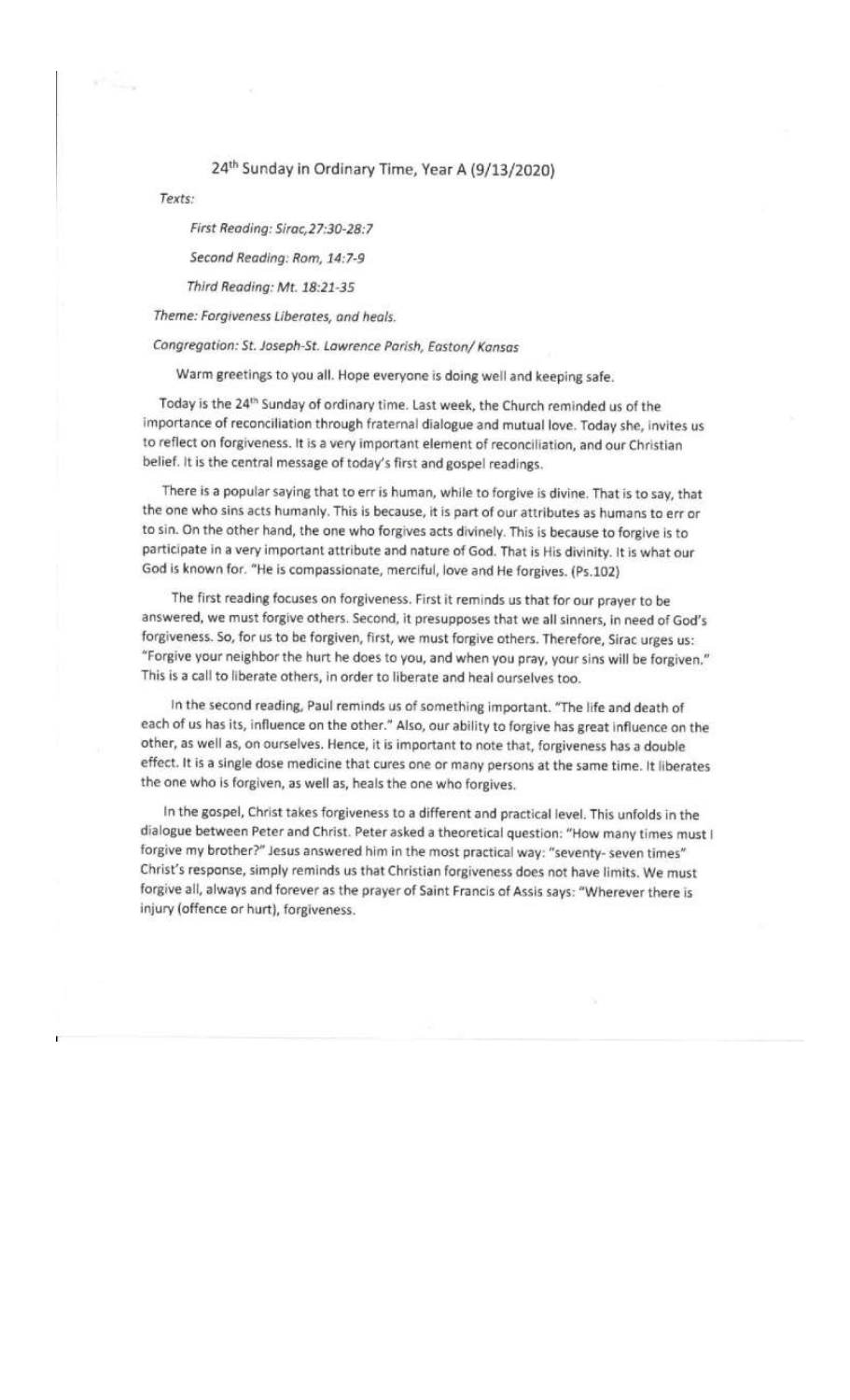24th Sunday in Ordinary Time, Year A (9/13/2020)

*Texts:*

*First Reading: Sirac,27:30-28:7*

*Second Reading: Rom, 14:7-9*

*Third Reading: Mt. 18:21-35*

*Theme: Forgiveness Liberates, and heals.*

*Congregation: St. Joseph-St. Lawrence Parish, Easton/ Kansas*

Warm greetings to you all. Hope everyone is doing well and keeping safe.

Today is the 24th Sunday of ordinary time. Last week, the Church reminded us of the importance of reconciliation through fraternal dialogue and mutual love. Today she, invites us to reflect on forgiveness. It is a very important element of reconciliation, and our Christian belief. It is the central message of today's first and gospel readings.

There is a popular saying that to err is human, while to forgive is divine. That is to say, that the one who sins acts humanly. This is because, it is part of our attributes as humans to err or to sin. On the other hand, the one who forgives acts divinely. This is because to forgive is to participate in a very important attribute and nature of God. That is His divinity. It is what our God is known for. "He is compassionate, merciful, love and He forgives. (Ps.102)

The first reading focuses on forgiveness. First it reminds us that for our prayer to be answered, we must forgive others. Second, it presupposes that we all sinners, in need of God's forgiveness. So, for us to be forgiven, first, we must forgive others. Therefore, Sirac urges us: "Forgive your neighbor the hurt he does to you, and when you pray, your sins will be forgiven." This is a call to liberate others, in order to liberate and heal ourselves too.

In the second reading, Paul reminds us of something important. "The life and death of each of us has its, influence on the other." Also, our ability to forgive has great influence on the other, as well as, on ourselves. Hence, it is important to note that, forgiveness has a double effect. It is a single dose medicine that cures one or many persons at the same time. It liberates the one who is forgiven, as well as, heals the one who forgives.

In the gospel, Christ takes forgiveness to a different and practical level. This unfolds in the dialogue between Peter and Christ. Peter asked a theoretical question: "How many times must I forgive my brother?" Jesus answered him in the most practical way: "seventy- seven times" Christ's response, simply reminds us that Christian forgiveness does not have limits. We must forgive all, always and forever as the prayer of Saint Francis of Assis says: "Wherever there is injury (offence or hurt), forgiveness.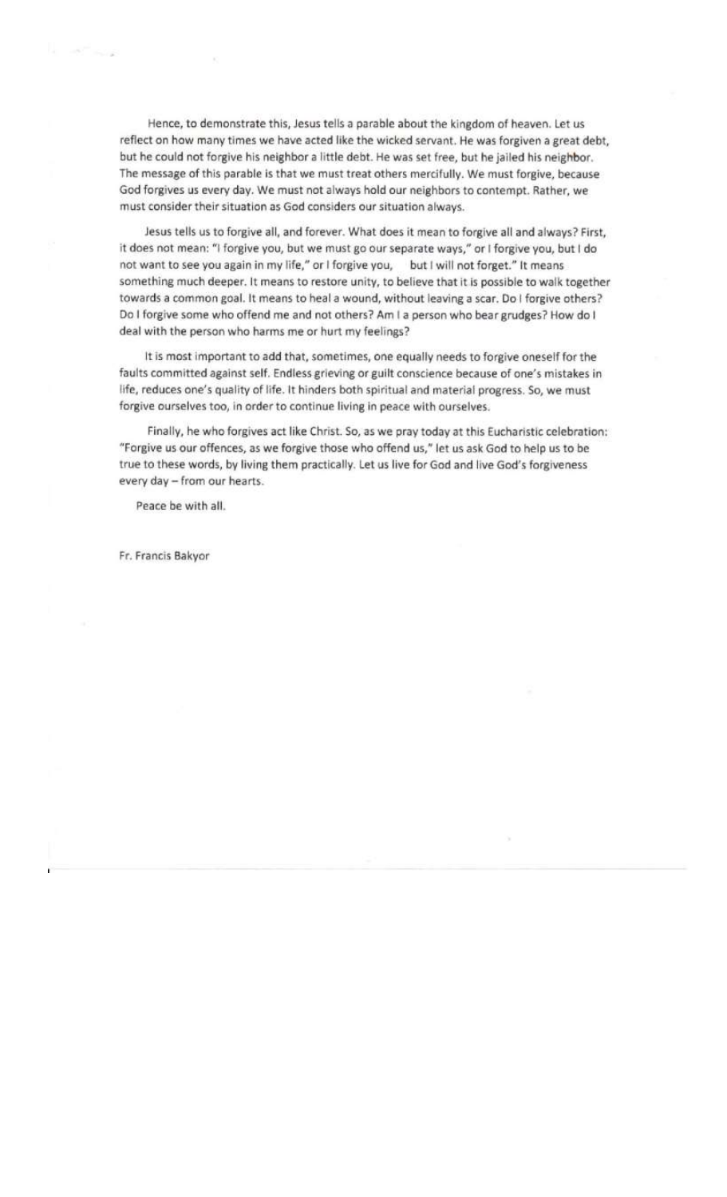Hence, to demonstrate this, Jesus tells a parable about the kingdom of heaven. Let us reflect on how many times we have acted like the wicked servant. He was forgiven a great debt, but he could not forgive his neighbor a little debt. He was set free, but he jailed his neighbor. The message of this parable is that we must treat others mercifully. We must forgive, because God forgives us every day. We must not always hold our neighbors to contempt. Rather, we must consider their situation as God considers our situation always.

Jesus tells us to forgive all, and forever. What does it mean to forgive all and always? First, it does not mean: "I forgive you, but we must go our separate ways," or I forgive you, but I do not want to see you again in my life," or I forgive you,    but I will not forget." It means something much deeper. It means to restore unity, to believe that it is possible to walk together towards a common goal. It means to heal a wound, without leaving a scar. Do I forgive others? Do I forgive some who offend me and not others? Am I a person who bear grudges? How do I deal with the person who harms me or hurt my feelings?

It is most important to add that, sometimes, one equally needs to forgive oneself for the faults committed against self. Endless grieving or guilt conscience because of one's mistakes in life, reduces one's quality of life. It hinders both spiritual and material progress. So, we must forgive ourselves too, in order to continue living in peace with ourselves.

Finally, he who forgives act like Christ. So, as we pray today at this Eucharistic celebration: "Forgive us our offences, as we forgive those who offend us," let us ask God to help us to be true to these words, by living them practically. Let us live for God and live God's forgiveness every day – from our hearts.

Peace be with all.

Fr. Francis Bakyor